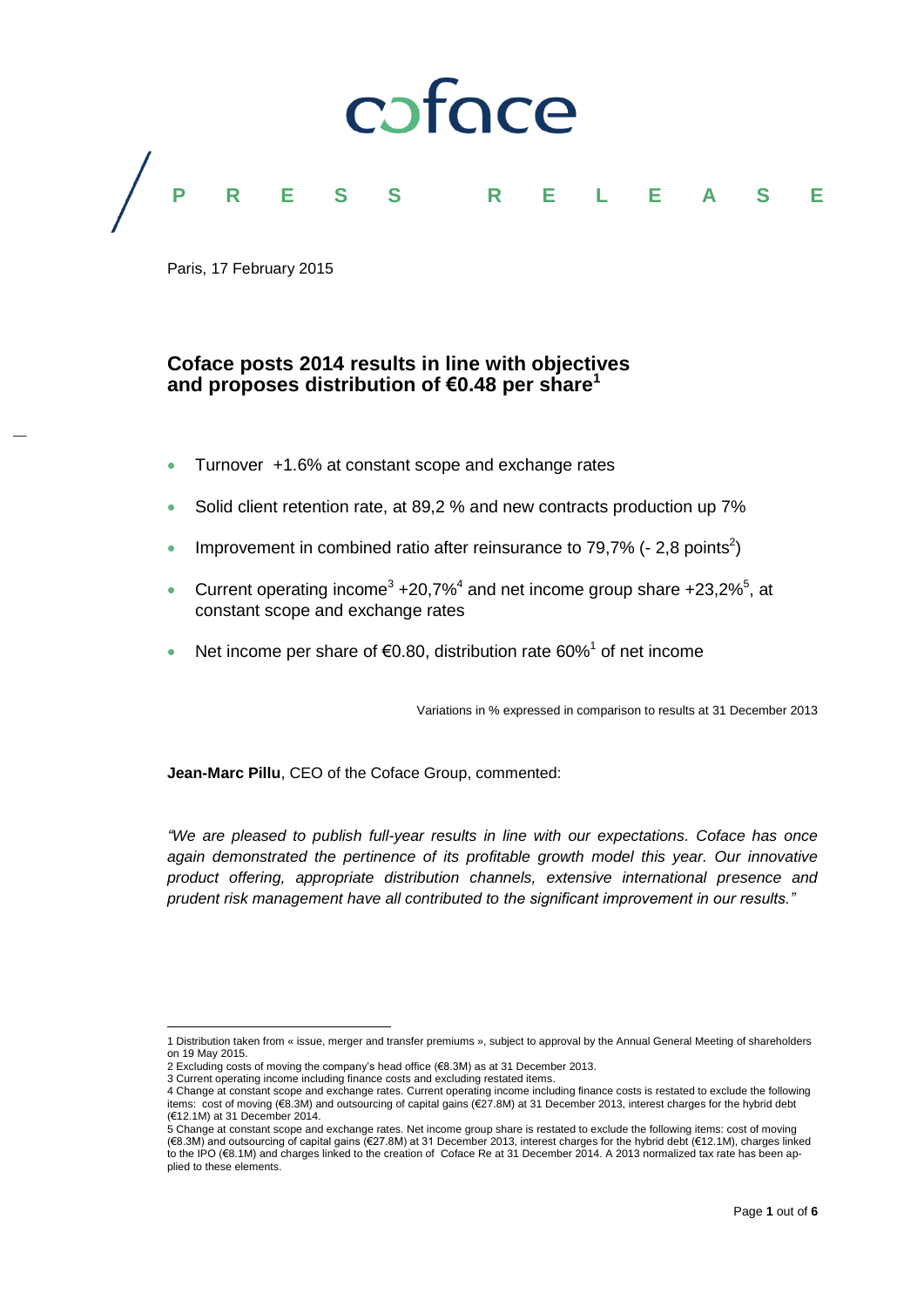coface

**PRESS RELEASE**

Paris, 17 February 2015

## Coface posts 2014 results in line with objectives and proposes distribution of €0.48 per share[1]

- Turnover +1.6% at constant scope and exchange rates
- Solid client retention rate, at 89,2 % and new contracts production up 7%
- Improvement in combined ratio after reinsurance to 79,7% (- 2,8 points[2])
- Current operating income[3] +20,7%[4] and net income group share +23,2%[5], at constant scope and exchange rates
- Net income per share of €0.80, distribution rate 60%[1] of net income

Variations in % expressed in comparison to results at 31 December 2013

**Jean-Marc Pillu**, CEO of the Coface Group, commented:

*"We are pleased to publish full-year results in line with our expectations. Coface has once again demonstrated the pertinence of its profitable growth model this year. Our innovative product offering, appropriate distribution channels, extensive international presence and prudent risk management have all contributed to the significant improvement in our results."*

1 Distribution taken from « issue, merger and transfer premiums », subject to approval by the Annual General Meeting of shareholders on 19 May 2015.

2 Excluding costs of moving the company's head office (€8.3M) as at 31 December 2013.

3 Current operating income including finance costs and excluding restated items.

4 Change at constant scope and exchange rates. Current operating income including finance costs is restated to exclude the following items: cost of moving (€8.3M) and outsourcing of capital gains (€27.8M) at 31 December 2013, interest charges for the hybrid debt (€12.1M) at 31 December 2014.

5 Change at constant scope and exchange rates. Net income group share is restated to exclude the following items: cost of moving (€8.3M) and outsourcing of capital gains (€27.8M) at 31 December 2013, interest charges for the hybrid debt (€12.1M), charges linked to the IPO (€8.1M) and charges linked to the creation of Coface Re at 31 December 2014. A 2013 normalized tax rate has been applied to these elements.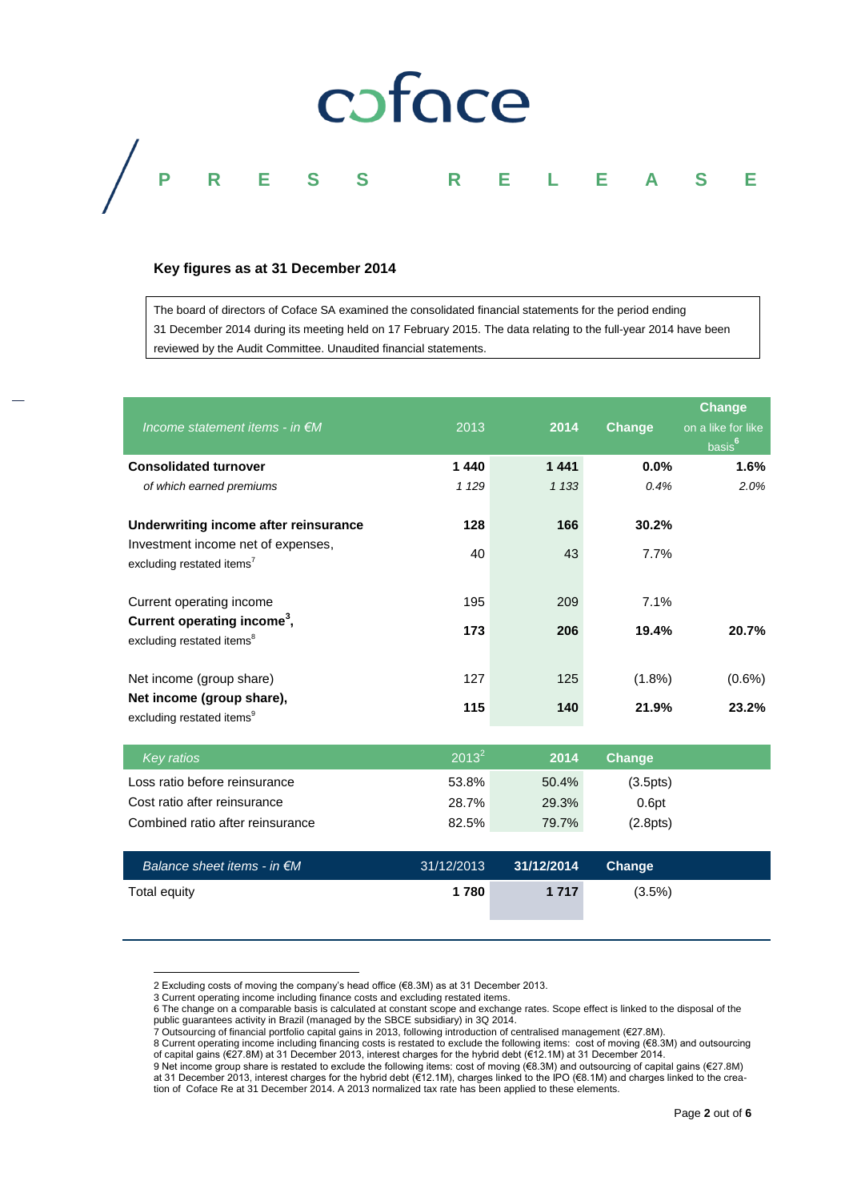coface

PRESS RELEASE

**Key figures as at 31 December 2014**

The board of directors of Coface SA examined the consolidated financial statements for the period ending 31 December 2014 during its meeting held on 17 February 2015. The data relating to the full-year 2014 have been reviewed by the Audit Committee. Unaudited financial statements.

| *Income statement items - in €M* | 2013 | **2014** | **Change** | **Change** on a like for like basis[6] |
|---|---|---|---|---|
| **Consolidated turnover** | **1 440** | **1 441** | **0.0%** | **1.6%** |
| *of which earned premiums* | *1 129* | *1 133* | *0.4%* | *2.0%* |
| **Underwriting income after reinsurance** | **128** | **166** | **30.2%** | |
| Investment income net of expenses, excluding restated items[7] | 40 | 43 | 7.7% | |
| Current operating income | 195 | 209 | 7.1% | |
| **Current operating income[3],** excluding restated items[8] | **173** | **206** | **19.4%** | **20.7%** |
| Net income (group share) | 127 | 125 | (1.8%) | (0.6%) |
| **Net income (group share),** excluding restated items[9] | **115** | **140** | **21.9%** | **23.2%** |

| *Key ratios* | 2013[2] | **2014** | **Change** |
|---|---|---|---|
| Loss ratio before reinsurance | 53.8% | 50.4% | (3.5pts) |
| Cost ratio after reinsurance | 28.7% | 29.3% | 0.6pt |
| Combined ratio after reinsurance | 82.5% | 79.7% | (2.8pts) |

| *Balance sheet items - in €M* | 31/12/2013 | **31/12/2014** | **Change** |
|---|---|---|---|
| Total equity | **1 780** | **1 717** | (3.5%) |

2 Excluding costs of moving the company's head office (€8.3M) as at 31 December 2013.
3 Current operating income including finance costs and excluding restated items.
6 The change on a comparable basis is calculated at constant scope and exchange rates. Scope effect is linked to the disposal of the public guarantees activity in Brazil (managed by the SBCE subsidiary) in 3Q 2014.
7 Outsourcing of financial portfolio capital gains in 2013, following introduction of centralised management (€27.8M).
8 Current operating income including financing costs is restated to exclude the following items: cost of moving (€8.3M) and outsourcing of capital gains (€27.8M) at 31 December 2013, interest charges for the hybrid debt (€12.1M) at 31 December 2014.
9 Net income group share is restated to exclude the following items: cost of moving (€8.3M) and outsourcing of capital gains (€27.8M) at 31 December 2013, interest charges for the hybrid debt (€12.1M), charges linked to the IPO (€8.1M) and charges linked to the creation of Coface Re at 31 December 2014. A 2013 normalized tax rate has been applied to these elements.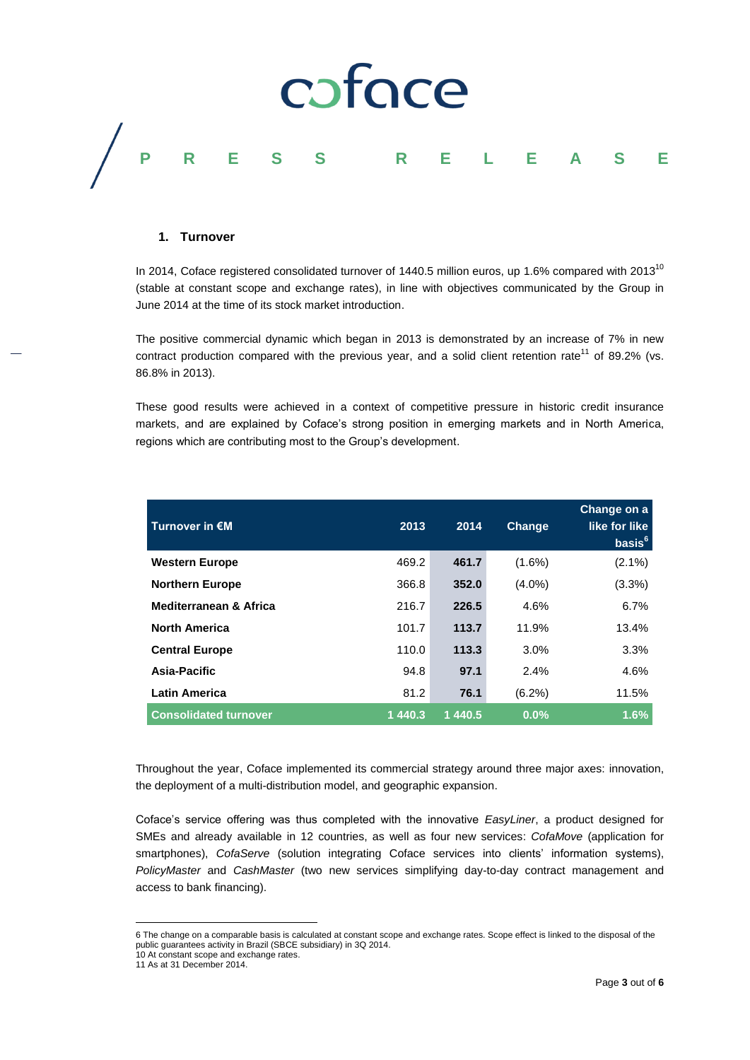## 1. Turnover

In 2014, Coface registered consolidated turnover of 1440.5 million euros, up 1.6% compared with 2013[10] (stable at constant scope and exchange rates), in line with objectives communicated by the Group in June 2014 at the time of its stock market introduction.

The positive commercial dynamic which began in 2013 is demonstrated by an increase of 7% in new contract production compared with the previous year, and a solid client retention rate[11] of 89.2% (vs. 86.8% in 2013).

These good results were achieved in a context of competitive pressure in historic credit insurance markets, and are explained by Coface's strong position in emerging markets and in North America, regions which are contributing most to the Group's development.

| Turnover in €M | 2013 | 2014 | Change | Change on a like for like basis[6] |
|---|---|---|---|---|
| **Western Europe** | 469.2 | **461.7** | (1.6%) | (2.1%) |
| **Northern Europe** | 366.8 | **352.0** | (4.0%) | (3.3%) |
| **Mediterranean & Africa** | 216.7 | **226.5** | 4.6% | 6.7% |
| **North America** | 101.7 | **113.7** | 11.9% | 13.4% |
| **Central Europe** | 110.0 | **113.3** | 3.0% | 3.3% |
| **Asia-Pacific** | 94.8 | **97.1** | 2.4% | 4.6% |
| **Latin America** | 81.2 | **76.1** | (6.2%) | 11.5% |
| **Consolidated turnover** | **1 440.3** | **1 440.5** | **0.0%** | **1.6%** |

Throughout the year, Coface implemented its commercial strategy around three major axes: innovation, the deployment of a multi-distribution model, and geographic expansion.

Coface's service offering was thus completed with the innovative *EasyLiner*, a product designed for SMEs and already available in 12 countries, as well as four new services: *CofaMove* (application for smartphones), *CofaServe* (solution integrating Coface services into clients' information systems), *PolicyMaster* and *CashMaster* (two new services simplifying day-to-day contract management and access to bank financing).

6 The change on a comparable basis is calculated at constant scope and exchange rates. Scope effect is linked to the disposal of the public guarantees activity in Brazil (SBCE subsidiary) in 3Q 2014.
10 At constant scope and exchange rates.
11 As at 31 December 2014.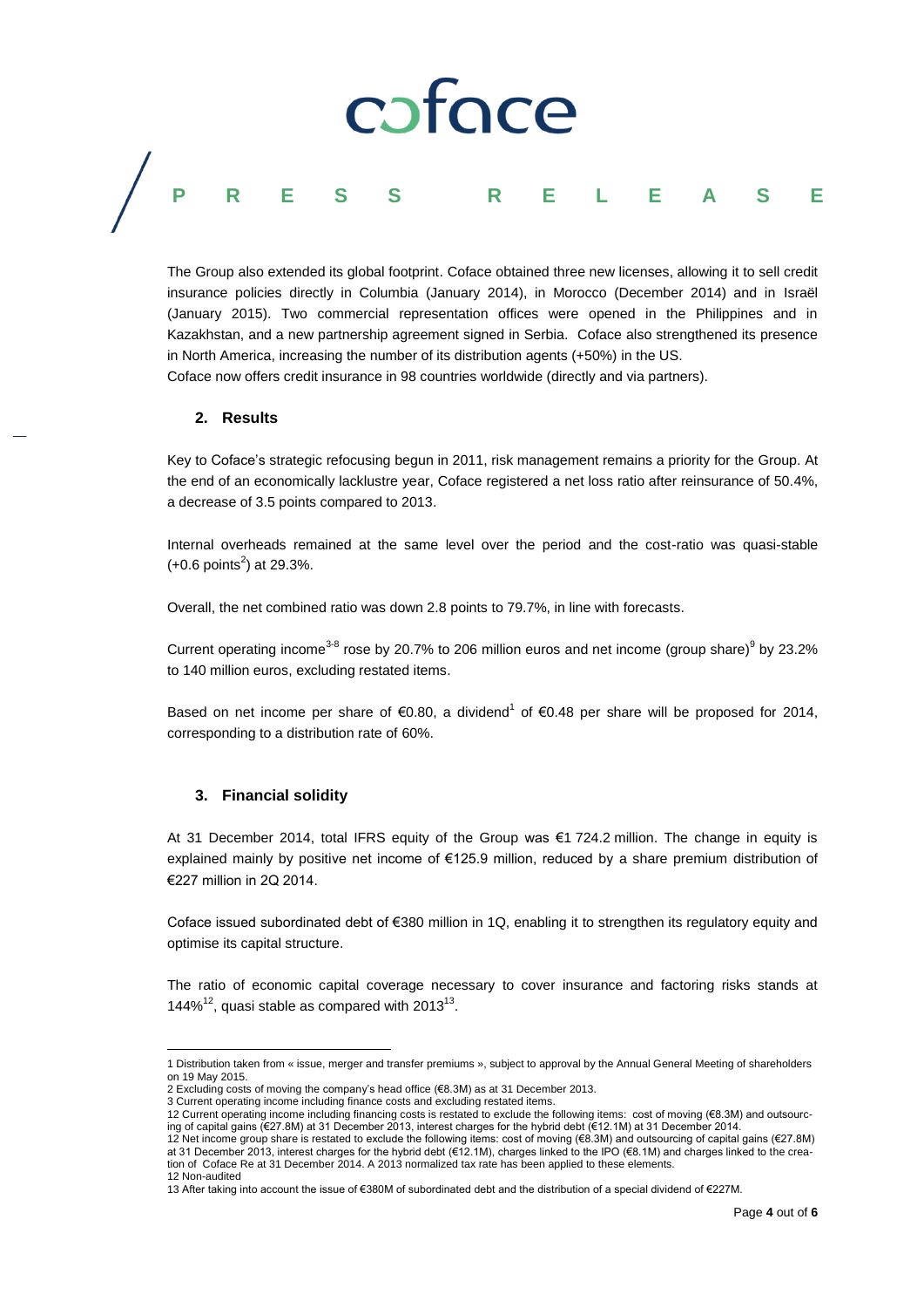The Group also extended its global footprint. Coface obtained three new licenses, allowing it to sell credit insurance policies directly in Columbia (January 2014), in Morocco (December 2014) and in Israël (January 2015). Two commercial representation offices were opened in the Philippines and in Kazakhstan, and a new partnership agreement signed in Serbia. Coface also strengthened its presence in North America, increasing the number of its distribution agents (+50%) in the US.
Coface now offers credit insurance in 98 countries worldwide (directly and via partners).

## 2. Results

Key to Coface's strategic refocusing begun in 2011, risk management remains a priority for the Group. At the end of an economically lacklustre year, Coface registered a net loss ratio after reinsurance of 50.4%, a decrease of 3.5 points compared to 2013.

Internal overheads remained at the same level over the period and the cost-ratio was quasi-stable (+0.6 points[2]) at 29.3%.

Overall, the net combined ratio was down 2.8 points to 79.7%, in line with forecasts.

Current operating income[3-8] rose by 20.7% to 206 million euros and net income (group share)[9] by 23.2% to 140 million euros, excluding restated items.

Based on net income per share of €0.80, a dividend[1] of €0.48 per share will be proposed for 2014, corresponding to a distribution rate of 60%.

## 3. Financial solidity

At 31 December 2014, total IFRS equity of the Group was €1 724.2 million. The change in equity is explained mainly by positive net income of €125.9 million, reduced by a share premium distribution of €227 million in 2Q 2014.

Coface issued subordinated debt of €380 million in 1Q, enabling it to strengthen its regulatory equity and optimise its capital structure.

The ratio of economic capital coverage necessary to cover insurance and factoring risks stands at 144%[12], quasi stable as compared with 2013[13].

---

1 Distribution taken from « issue, merger and transfer premiums », subject to approval by the Annual General Meeting of shareholders on 19 May 2015.
2 Excluding costs of moving the company's head office (€8.3M) as at 31 December 2013.
3 Current operating income including finance costs and excluding restated items.
12 Current operating income including financing costs is restated to exclude the following items: cost of moving (€8.3M) and outsourcing of capital gains (€27.8M) at 31 December 2013, interest charges for the hybrid debt (€12.1M) at 31 December 2014.
12 Net income group share is restated to exclude the following items: cost of moving (€8.3M) and outsourcing of capital gains (€27.8M) at 31 December 2013, interest charges for the hybrid debt (€12.1M), charges linked to the IPO (€8.1M) and charges linked to the creation of Coface Re at 31 December 2014. A 2013 normalized tax rate has been applied to these elements.
12 Non-audited
13 After taking into account the issue of €380M of subordinated debt and the distribution of a special dividend of €227M.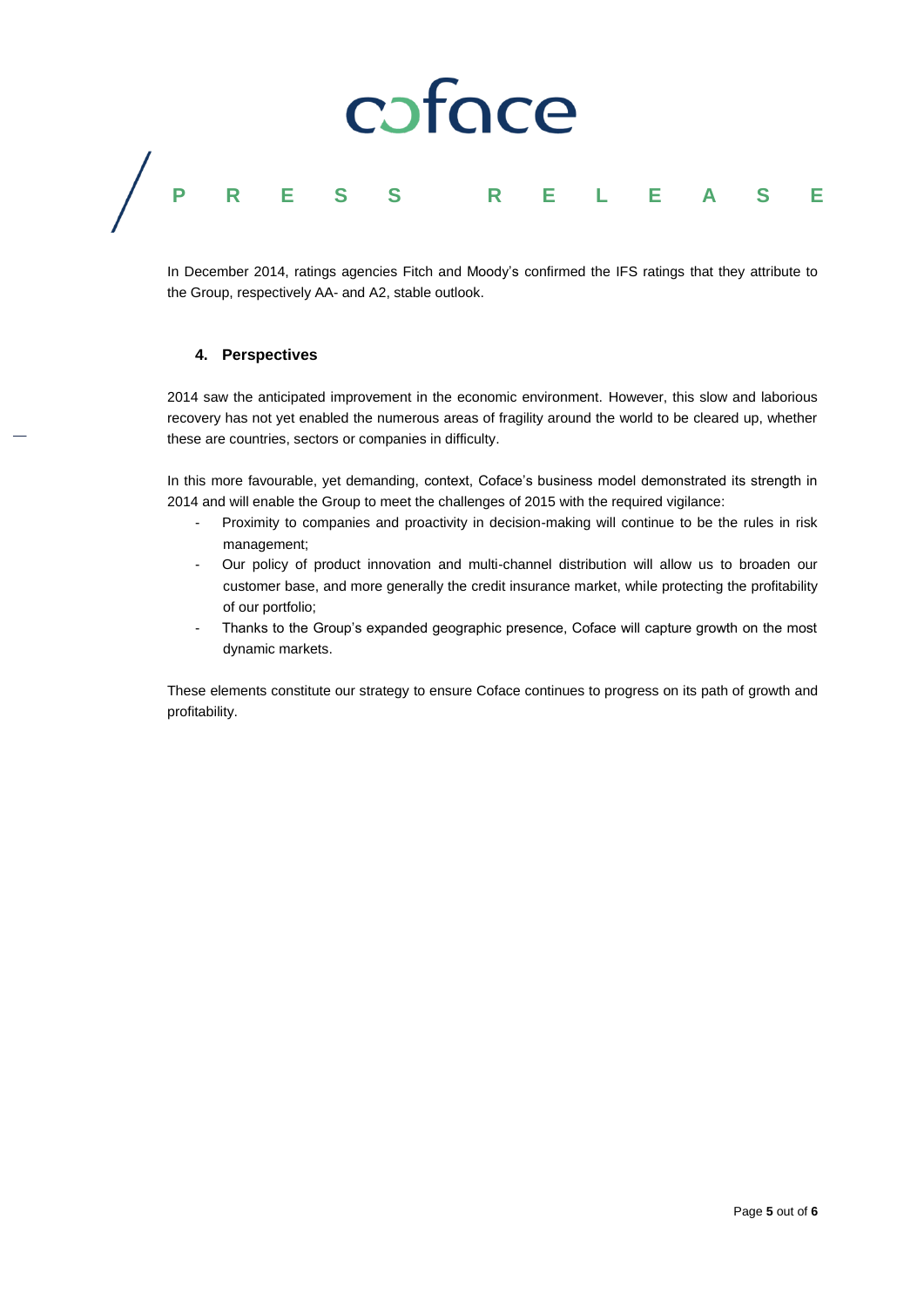In December 2014, ratings agencies Fitch and Moody's confirmed the IFS ratings that they attribute to the Group, respectively AA- and A2, stable outlook.

## 4. Perspectives

2014 saw the anticipated improvement in the economic environment. However, this slow and laborious recovery has not yet enabled the numerous areas of fragility around the world to be cleared up, whether these are countries, sectors or companies in difficulty.

In this more favourable, yet demanding, context, Coface's business model demonstrated its strength in 2014 and will enable the Group to meet the challenges of 2015 with the required vigilance:

- Proximity to companies and proactivity in decision-making will continue to be the rules in risk management;
- Our policy of product innovation and multi-channel distribution will allow us to broaden our customer base, and more generally the credit insurance market, while protecting the profitability of our portfolio;
- Thanks to the Group's expanded geographic presence, Coface will capture growth on the most dynamic markets.

These elements constitute our strategy to ensure Coface continues to progress on its path of growth and profitability.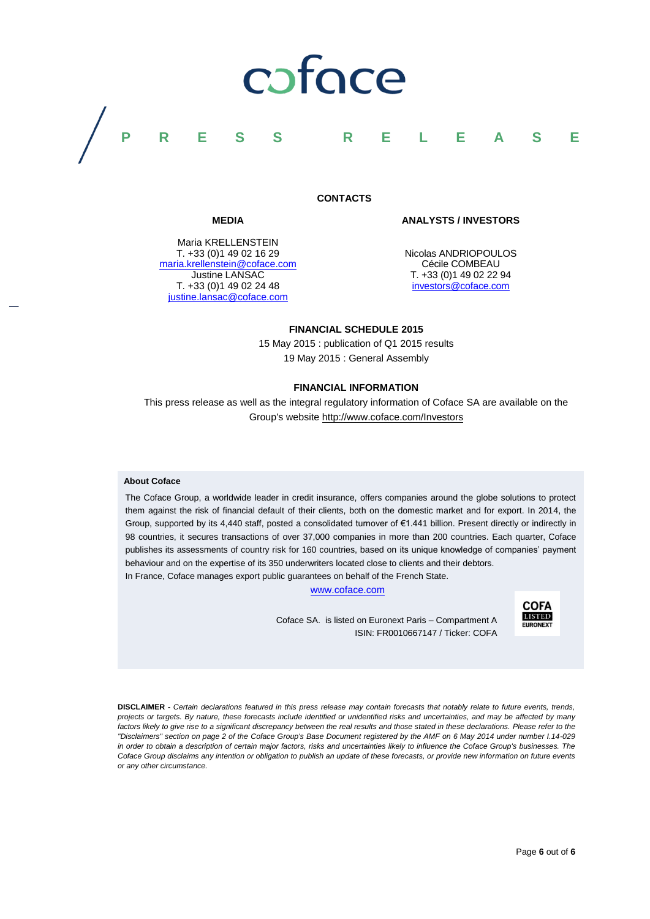coface

P R E S S   R E L E A S E

### CONTACTS

**MEDIA**

Maria KRELLENSTEIN
T. +33 (0)1 49 02 16 29
maria.krellenstein@coface.com
Justine LANSAC
T. +33 (0)1 49 02 24 48
justine.lansac@coface.com

**ANALYSTS / INVESTORS**

Nicolas ANDRIOPOULOS
Cécile COMBEAU
T. +33 (0)1 49 02 22 94
investors@coface.com

### FINANCIAL SCHEDULE 2015

15 May 2015 : publication of Q1 2015 results
19 May 2015 : General Assembly

### FINANCIAL INFORMATION

This press release as well as the integral regulatory information of Coface SA are available on the Group's website http://www.coface.com/Investors

**About Coface**

The Coface Group, a worldwide leader in credit insurance, offers companies around the globe solutions to protect them against the risk of financial default of their clients, both on the domestic market and for export. In 2014, the Group, supported by its 4,440 staff, posted a consolidated turnover of €1.441 billion. Present directly or indirectly in 98 countries, it secures transactions of over 37,000 companies in more than 200 countries. Each quarter, Coface publishes its assessments of country risk for 160 countries, based on its unique knowledge of companies' payment behaviour and on the expertise of its 350 underwriters located close to clients and their debtors.
In France, Coface manages export public guarantees on behalf of the French State.

www.coface.com

Coface SA. is listed on Euronext Paris – Compartment A
ISIN: FR0010667147 / Ticker: COFA

COFA LISTED EURONEXT

**DISCLAIMER -** *Certain declarations featured in this press release may contain forecasts that notably relate to future events, trends, projects or targets. By nature, these forecasts include identified or unidentified risks and uncertainties, and may be affected by many factors likely to give rise to a significant discrepancy between the real results and those stated in these declarations. Please refer to the "Disclaimers" section on page 2 of the Coface Group's Base Document registered by the AMF on 6 May 2014 under number I.14-029 in order to obtain a description of certain major factors, risks and uncertainties likely to influence the Coface Group's businesses. The Coface Group disclaims any intention or obligation to publish an update of these forecasts, or provide new information on future events or any other circumstance.*